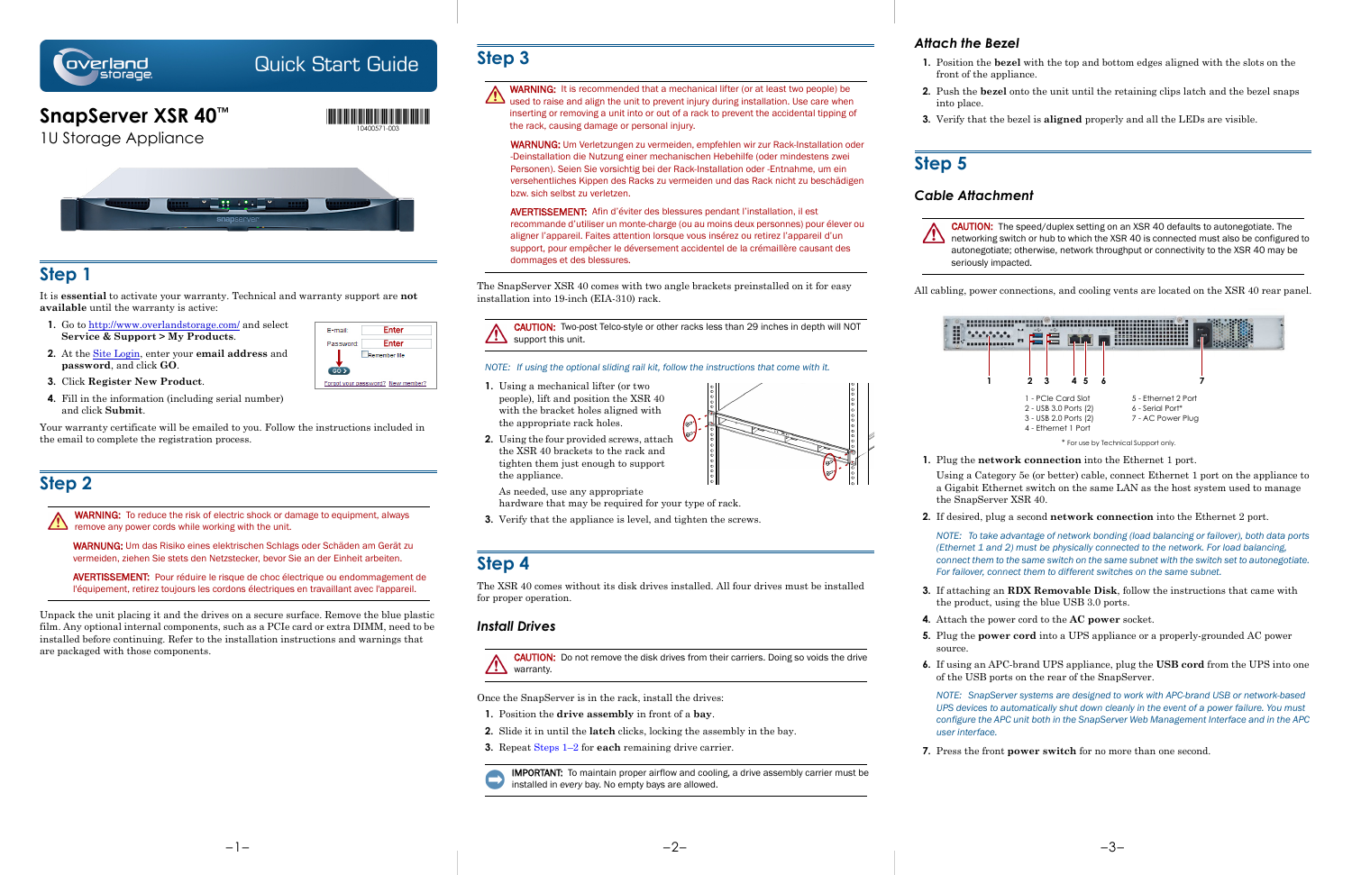Quick Start Guide

# SnapServer XSR 40™

1U Storage Appliance

10400571-003

## Step 1

It is **essential** to activate your warranty. Technical and warranty support are **not available** until the warranty is active:

1. Go to http://www.overlandstorage.com/ and select **Service & Support > My Products**.
2. At the Site Login, enter your **email address** and **password**, and click **GO**.
3. Click **Register New Product**.
4. Fill in the information (including serial number) and click **Submit**.

E-mail: Enter
Password: Enter
Remember Me
GO
Forgot your password? New member?

Your warranty certificate will be emailed to you. Follow the instructions included in the email to complete the registration process.

## Step 2

**WARNING:** To reduce the risk of electric shock or damage to equipment, always remove any power cords while working with the unit.

**WARNUNG:** Um das Risiko eines elektrischen Schlags oder Schäden am Gerät zu vermeiden, ziehen Sie stets den Netzstecker, bevor Sie an der Einheit arbeiten.

**AVERTISSEMENT:** Pour réduire le risque de choc électrique ou endommagement de l'équipement, retirez toujours les cordons électriques en travaillant avec l'appareil.

Unpack the unit placing it and the drives on a secure surface. Remove the blue plastic film. Any optional internal components, such as a PCIe card or extra DIMM, need to be installed before continuing. Refer to the installation instructions and warnings that are packaged with those components.

## Step 3

**WARNING:** It is recommended that a mechanical lifter (or at least two people) be used to raise and align the unit to prevent injury during installation. Use care when inserting or removing a unit into or out of a rack to prevent the accidental tipping of the rack causing damage or personal injury.

**WARNUNG:** Um Verletzungen zu vermeiden, empfehlen wir zur Rack-Installation oder -Deinstallation die Nutzung einer mechanischen Hebehilfe (oder mindestens zwei Personen). Seien Sie vorsichtig bei der Rack-Installation oder -Entnahme, um ein versehentliches Kippen des Racks zu vermeiden und das Rack nicht zu beschädigen bzw. sich selbst zu verletzen.

**AVERTISSEMENT:** Afin d'éviter des blessures pendant l'installation, il est recommandé d'utiliser un monte-charge (ou au moins deux personnes) pour élever ou aligner l'appareil. Faites attention lorsque vous insérez ou retirez l'appareil d'un support, pour empêcher le déversement accidentel de la crémaillère causant des dommages et des blessures.

The SnapServer XSR 40 comes with two angle brackets preinstalled on it for easy installation into 19-inch (EIA-310) rack.

**CAUTION:** Two-post Telco-style or other racks less than 29 inches in depth will NOT support this unit.

*NOTE: If using the optional sliding rail kit, follow the instructions that come with it.*

1. Using a mechanical lifter (or two people), lift and position the XSR 40 with the bracket holes aligned with the appropriate rack holes.
2. Using the four provided screws, attach the XSR 40 brackets to the rack and tighten them just enough to support the appliance.

   As needed, use any appropriate hardware that may be required for your type of rack.
3. Verify that the appliance is level, and tighten the screws.

## Step 4

The XSR 40 comes without its disk drives installed. All four drives must be installed for proper operation.

### *Install Drives*

**CAUTION:** Do not remove the disk drives from their carriers. Doing so voids the drive warranty.

Once the SnapServer is in the rack, install the drives:

1. Position the **drive assembly** in front of a **bay**.
2. Slide it in until the **latch** clicks, locking the assembly in the bay.
3. Repeat Steps 1–2 for **each** remaining drive carrier.

**IMPORTANT:** To maintain proper airflow and cooling, a drive assembly carrier must be installed in *every* bay. No empty bays are allowed.

### *Attach the Bezel*

1. Position the **bezel** with the top and bottom edges aligned with the slots on the front of the appliance.
2. Push the **bezel** onto the unit until the retaining clips latch and the bezel snaps into place.
3. Verify that the bezel is **aligned** properly and all the LEDs are visible.

## Step 5

### *Cable Attachment*

**CAUTION:** The speed/duplex setting on an XSR 40 defaults to autonegotiate. The networking switch or hub to which the XSR 40 is connected must also be configured to autonegotiate; otherwise, network throughput or connectivity to the XSR 40 may be seriously impacted.

All cabling, power connections, and cooling vents are located on the XSR 40 rear panel.

1 - PCIe Card Slot
2 - USB 3.0 Ports (2)
3 - USB 2.0 Ports (2)
4 - Ethernet 1 Port
5 - Ethernet 2 Port
6 - Serial Port*
7 - AC Power Plug

\* For use by Technical Support only.

1. Plug the **network connection** into the Ethernet 1 port.

   Using a Category 5e (or better) cable, connect Ethernet 1 port on the appliance to a Gigabit Ethernet switch on the same LAN as the host system used to manage the SnapServer XSR 40.
2. If desired, plug a second **network connection** into the Ethernet 2 port.

   *NOTE: To take advantage of network bonding (load balancing or failover), both data ports (Ethernet 1 and 2) must be physically connected to the network. For load balancing, connect them to the same switch on the same subnet with the switch set to autonegotiate. For failover, connect them to different switches on the same subnet.*
3. If attaching an **RDX Removable Disk**, follow the instructions that came with the product, using the blue USB 3.0 ports.
4. Attach the power cord to the **AC power** socket.
5. Plug the **power cord** into a UPS appliance or a properly-grounded AC power source.
6. If using an APC-brand UPS appliance, plug the **USB cord** from the UPS into one of the USB ports on the rear of the SnapServer.

   *NOTE: SnapServer systems are designed to work with APC-brand USB or network-based UPS devices to automatically shut down cleanly in the event of a power failure. You must configure the APC unit both in the SnapServer Web Management Interface and in the APC user interface.*
7. Press the front **power switch** for no more than one second.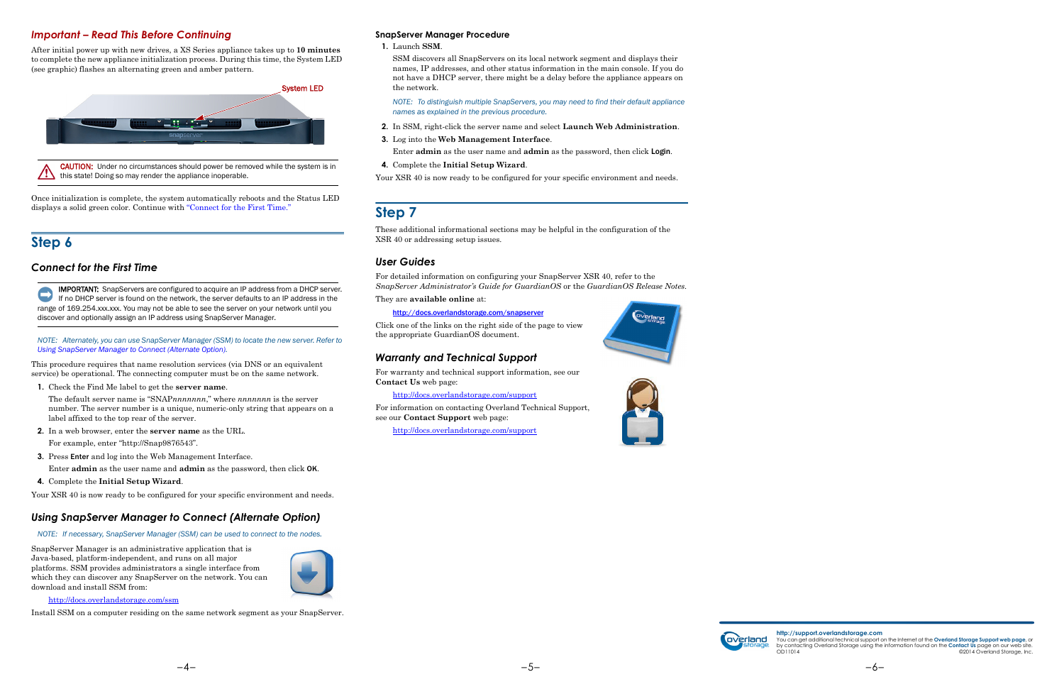## *Important – Read This Before Continuing*

After initial power up with new drives, a XS Series appliance takes up to **10 minutes** to complete the new appliance initialization process. During this time, the System LED (see graphic) flashes an alternating green and amber pattern.

System LED

**CAUTION:** Under no circumstances should power be removed while the system is in this state! Doing so may render the appliance inoperable.

Once initialization is complete, the system automatically reboots and the Status LED displays a solid green color. Continue with "Connect for the First Time."

# Step 6

## *Connect for the First Time*

**IMPORTANT:** SnapServers are configured to acquire an IP address from a DHCP server. If no DHCP server is found on the network, the server defaults to an IP address in the range of 169.254.xxx.xxx. You may not be able to see the server on your network until you discover and optionally assign an IP address using SnapServer Manager.

*NOTE: Alternately, you can use SnapServer Manager (SSM) to locate the new server. Refer to Using SnapServer Manager to Connect (Alternate Option).*

This procedure requires that name resolution services (via DNS or an equivalent service) be operational. The connecting computer must be on the same network.

1. Check the Find Me label to get the **server name**.

   The default server name is "SNAP*nnnnnnn*," where *nnnnnnn* is the server number. The server number is a unique, numeric-only string that appears on a label affixed to the top rear of the server.

2. In a web browser, enter the **server name** as the URL.

   For example, enter "http://Snap9876543".

3. Press **Enter** and log into the Web Management Interface.

   Enter **admin** as the user name and **admin** as the password, then click **OK**.

4. Complete the **Initial Setup Wizard**.

Your XSR 40 is now ready to be configured for your specific environment and needs.

## *Using SnapServer Manager to Connect (Alternate Option)*

*NOTE: If necessary, SnapServer Manager (SSM) can be used to connect to the nodes.*

SnapServer Manager is an administrative application that is Java-based, platform-independent, and runs on all major platforms. SSM provides administrators a single interface from which they can discover any SnapServer on the network. You can download and install SSM from:

http://docs.overlandstorage.com/ssm

Install SSM on a computer residing on the same network segment as your SnapServer.

**SnapServer Manager Procedure**

1. Launch **SSM**.

   SSM discovers all SnapServers on its local network segment and displays their names, IP addresses, and other status information in the main console. If you do not have a DHCP server, there might be a delay before the appliance appears on the network.

   *NOTE: To distinguish multiple SnapServers, you may need to find their default appliance names as explained in the previous procedure.*

2. In SSM, right-click the server name and select **Launch Web Administration**.

3. Log into the **Web Management Interface**.

   Enter **admin** as the user name and **admin** as the password, then click **Login**.

4. Complete the **Initial Setup Wizard**.

Your XSR 40 is now ready to be configured for your specific environment and needs.

# Step 7

These additional informational sections may be helpful in the configuration of the XSR 40 or addressing setup issues.

## *User Guides*

For detailed information on configuring your SnapServer XSR 40, refer to the *SnapServer Administrator's Guide for GuardianOS* or the *GuardianOS Release Notes*.

They are **available online** at:

http://docs.overlandstorage.com/snapserver

Click one of the links on the right side of the page to view the appropriate GuardianOS document.

## *Warranty and Technical Support*

For warranty and technical support information, see our **Contact Us** web page:

http://docs.overlandstorage.com/support

For information on contacting Overland Technical Support, see our **Contact Support** web page:

http://docs.overlandstorage.com/support

**http://support.overlandstorage.com**
You can get additional technical support on the Internet at the **Overland Storage Support web page**, or by contacting Overland Storage using the information found on the **Contact Us** page on our web site.
OD11014
©2014 Overland Storage, Inc.